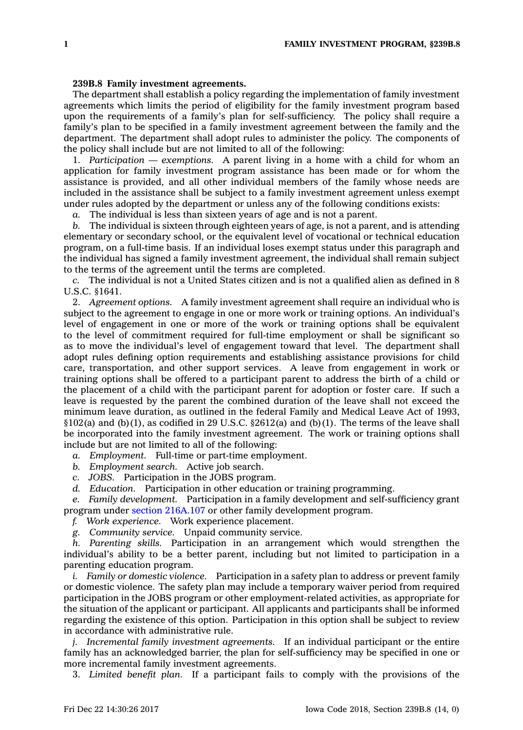**239B.8 Family investment agreements.**

The department shall establish a policy regarding the implementation of family investment agreements which limits the period of eligibility for the family investment program based upon the requirements of a family's plan for self-sufficiency. The policy shall require a family's plan to be specified in a family investment agreement between the family and the department. The department shall adopt rules to administer the policy. The components of the policy shall include but are not limited to all of the following:

1. *Participation — exemptions.* A parent living in a home with a child for whom an application for family investment program assistance has been made or for whom the assistance is provided, and all other individual members of the family whose needs are included in the assistance shall be subject to a family investment agreement unless exempt under rules adopted by the department or unless any of the following conditions exists:

*a.* The individual is less than sixteen years of age and is not a parent.

*b.* The individual is sixteen through eighteen years of age, is not a parent, and is attending elementary or secondary school, or the equivalent level of vocational or technical education program, on a full-time basis. If an individual loses exempt status under this paragraph and the individual has signed a family investment agreement, the individual shall remain subject to the terms of the agreement until the terms are completed.

*c.* The individual is not a United States citizen and is not a qualified alien as defined in 8 U.S.C. §1641.

2. *Agreement options.* A family investment agreement shall require an individual who is subject to the agreement to engage in one or more work or training options. An individual's level of engagement in one or more of the work or training options shall be equivalent to the level of commitment required for full-time employment or shall be significant so as to move the individual's level of engagement toward that level. The department shall adopt rules defining option requirements and establishing assistance provisions for child care, transportation, and other support services. A leave from engagement in work or training options shall be offered to a participant parent to address the birth of a child or the placement of a child with the participant parent for adoption or foster care. If such a leave is requested by the parent the combined duration of the leave shall not exceed the minimum leave duration, as outlined in the federal Family and Medical Leave Act of 1993, §102(a) and (b)(1), as codified in 29 U.S.C. §2612(a) and (b)(1). The terms of the leave shall be incorporated into the family investment agreement. The work or training options shall include but are not limited to all of the following:

*a. Employment.* Full-time or part-time employment.

*b. Employment search.* Active job search.

*c. JOBS.* Participation in the JOBS program.

*d. Education.* Participation in other education or training programming.

*e. Family development.* Participation in a family development and self-sufficiency grant program under section 216A.107 or other family development program.

*f. Work experience.* Work experience placement.

*g. Community service.* Unpaid community service.

*h. Parenting skills.* Participation in an arrangement which would strengthen the individual's ability to be a better parent, including but not limited to participation in a parenting education program.

*i. Family or domestic violence.* Participation in a safety plan to address or prevent family or domestic violence. The safety plan may include a temporary waiver period from required participation in the JOBS program or other employment-related activities, as appropriate for the situation of the applicant or participant. All applicants and participants shall be informed regarding the existence of this option. Participation in this option shall be subject to review in accordance with administrative rule.

*j. Incremental family investment agreements.* If an individual participant or the entire family has an acknowledged barrier, the plan for self-sufficiency may be specified in one or more incremental family investment agreements.

3. *Limited benefit plan.* If a participant fails to comply with the provisions of the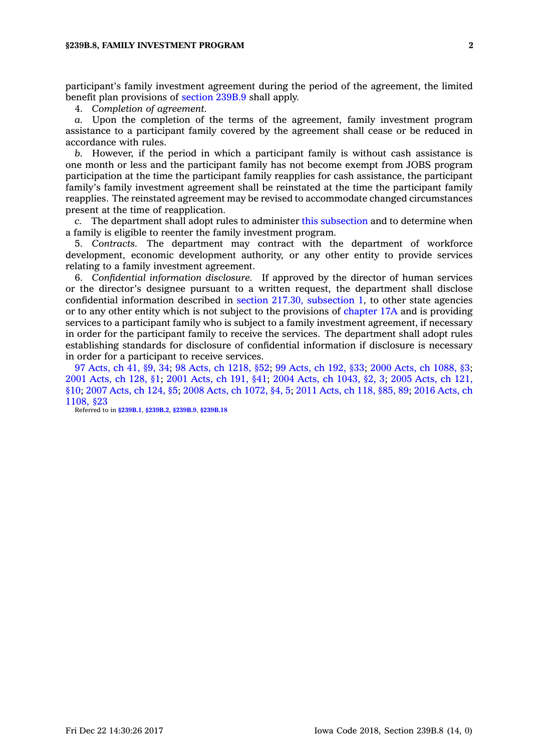participant's family investment agreement during the period of the agreement, the limited benefit plan provisions of section 239B.9 shall apply.

4. *Completion of agreement.*

*a.* Upon the completion of the terms of the agreement, family investment program assistance to a participant family covered by the agreement shall cease or be reduced in accordance with rules.

*b.* However, if the period in which a participant family is without cash assistance is one month or less and the participant family has not become exempt from JOBS program participation at the time the participant family reapplies for cash assistance, the participant family's family investment agreement shall be reinstated at the time the participant family reapplies. The reinstated agreement may be revised to accommodate changed circumstances present at the time of reapplication.

*c.* The department shall adopt rules to administer this subsection and to determine when a family is eligible to reenter the family investment program.

5. *Contracts.* The department may contract with the department of workforce development, economic development authority, or any other entity to provide services relating to a family investment agreement.

6. *Confidential information disclosure.* If approved by the director of human services or the director's designee pursuant to a written request, the department shall disclose confidential information described in section 217.30, subsection 1, to other state agencies or to any other entity which is not subject to the provisions of chapter 17A and is providing services to a participant family who is subject to a family investment agreement, if necessary in order for the participant family to receive the services. The department shall adopt rules establishing standards for disclosure of confidential information if disclosure is necessary in order for a participant to receive services.

97 Acts, ch 41, §9, 34; 98 Acts, ch 1218, §52; 99 Acts, ch 192, §33; 2000 Acts, ch 1088, §3; 2001 Acts, ch 128, §1; 2001 Acts, ch 191, §41; 2004 Acts, ch 1043, §2, 3; 2005 Acts, ch 121, §10; 2007 Acts, ch 124, §5; 2008 Acts, ch 1072, §4, 5; 2011 Acts, ch 118, §85, 89; 2016 Acts, ch 1108, §23

Referred to in **§239B.1, §239B.2, §239B.9, §239B.18**